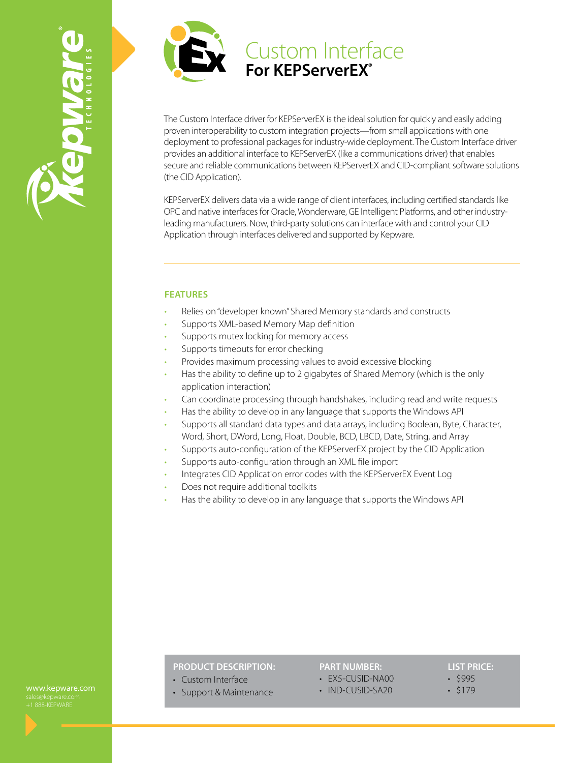# Custom Interface
## For KEPServerEX®

The Custom Interface driver for KEPServerEX is the ideal solution for quickly and easily adding proven interoperability to custom integration projects—from small applications with one deployment to professional packages for industry-wide deployment. The Custom Interface driver provides an additional interface to KEPServerEX (like a communications driver) that enables secure and reliable communications between KEPServerEX and CID-compliant software solutions (the CID Application).

KEPServerEX delivers data via a wide range of client interfaces, including certified standards like OPC and native interfaces for Oracle, Wonderware, GE Intelligent Platforms, and other industry-leading manufacturers. Now, third-party solutions can interface with and control your CID Application through interfaces delivered and supported by Kepware.

---

### FEATURES

- Relies on "developer known" Shared Memory standards and constructs
- Supports XML-based Memory Map definition
- Supports mutex locking for memory access
- Supports timeouts for error checking
- Provides maximum processing values to avoid excessive blocking
- Has the ability to define up to 2 gigabytes of Shared Memory (which is the only application interaction)
- Can coordinate processing through handshakes, including read and write requests
- Has the ability to develop in any language that supports the Windows API
- Supports all standard data types and data arrays, including Boolean, Byte, Character, Word, Short, DWord, Long, Float, Double, BCD, LBCD, Date, String, and Array
- Supports auto-configuration of the KEPServerEX project by the CID Application
- Supports auto-configuration through an XML file import
- Integrates CID Application error codes with the KEPServerEX Event Log
- Does not require additional toolkits
- Has the ability to develop in any language that supports the Windows API

| PRODUCT DESCRIPTION: | PART NUMBER: | LIST PRICE: |
|---|---|---|
| Custom Interface | EX5-CUSID-NA00 | $995 |
| Support & Maintenance | IND-CUSID-SA20 | $179 |

www.kepware.com
sales@kepware.com
+1 888-KEPWARE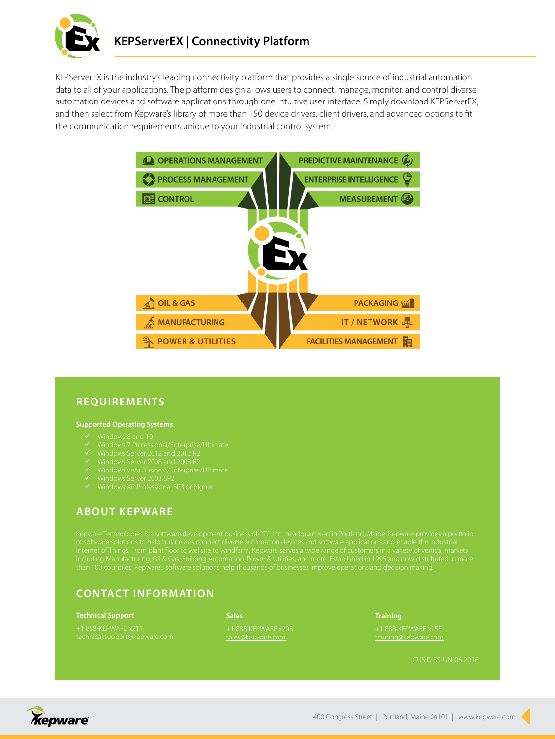# KEPServerEX | Connectivity Platform

KEPServerEX is the industry's leading connectivity platform that provides a single source of industrial automation data to all of your applications. The platform design allows users to connect, manage, monitor, and control diverse automation devices and software applications through one intuitive user interface. Simply download KEPServerEX, and then select from Kepware's library of more than 150 device drivers, client drivers, and advanced options to fit the communication requirements unique to your industrial control system.

OPERATIONS MANAGEMENT
PREDICTIVE MAINTENANCE
PROCESS MANAGEMENT
ENTERPRISE INTELLIGENCE
CONTROL
MEASUREMENT
OIL & GAS
PACKAGING
MANUFACTURING
IT / NETWORK
POWER & UTILITIES
FACILITIES MANAGEMENT

## REQUIREMENTS

**Supported Operating Systems**

- ✓ Windows 8 and 10
- ✓ Windows 7 Professional/Enterprise/Ultimate
- ✓ Windows Server 2012 and 2012 R2
- ✓ Windows Server 2008 and 2008 R2
- ✓ Windows Vista Business/Enterprise/Ultimate
- ✓ Windows Server 2003 SP2
- ✓ Windows XP Professional SP3 or higher

## ABOUT KEPWARE

Kepware Technologies is a software development business of PTC Inc., headquartered in Portland, Maine. Kepware provides a portfolio of software solutions to help businesses connect diverse automation devices and software applications and enable the Industrial Internet of Things. From plant floor to wellsite to windfarm, Kepware serves a wide range of customers in a variety of vertical markets including Manufacturing, Oil & Gas, Building Automation, Power & Utilities, and more. Established in 1995 and now distributed in more than 100 countries, Kepware's software solutions help thousands of businesses improve operations and decision making.

## CONTACT INFORMATION

**Technical Support**
+1 888-KEPWARE x211
technical.support@kepware.com

**Sales**
+1 888-KEPWARE x208
sales@kepware.com

**Training**
+1 888-KEPWARE x155
training@kepware.com

CUSID-SS-UN-06-2016

400 Congress Street | Portland, Maine 04101 | www.kepware.com